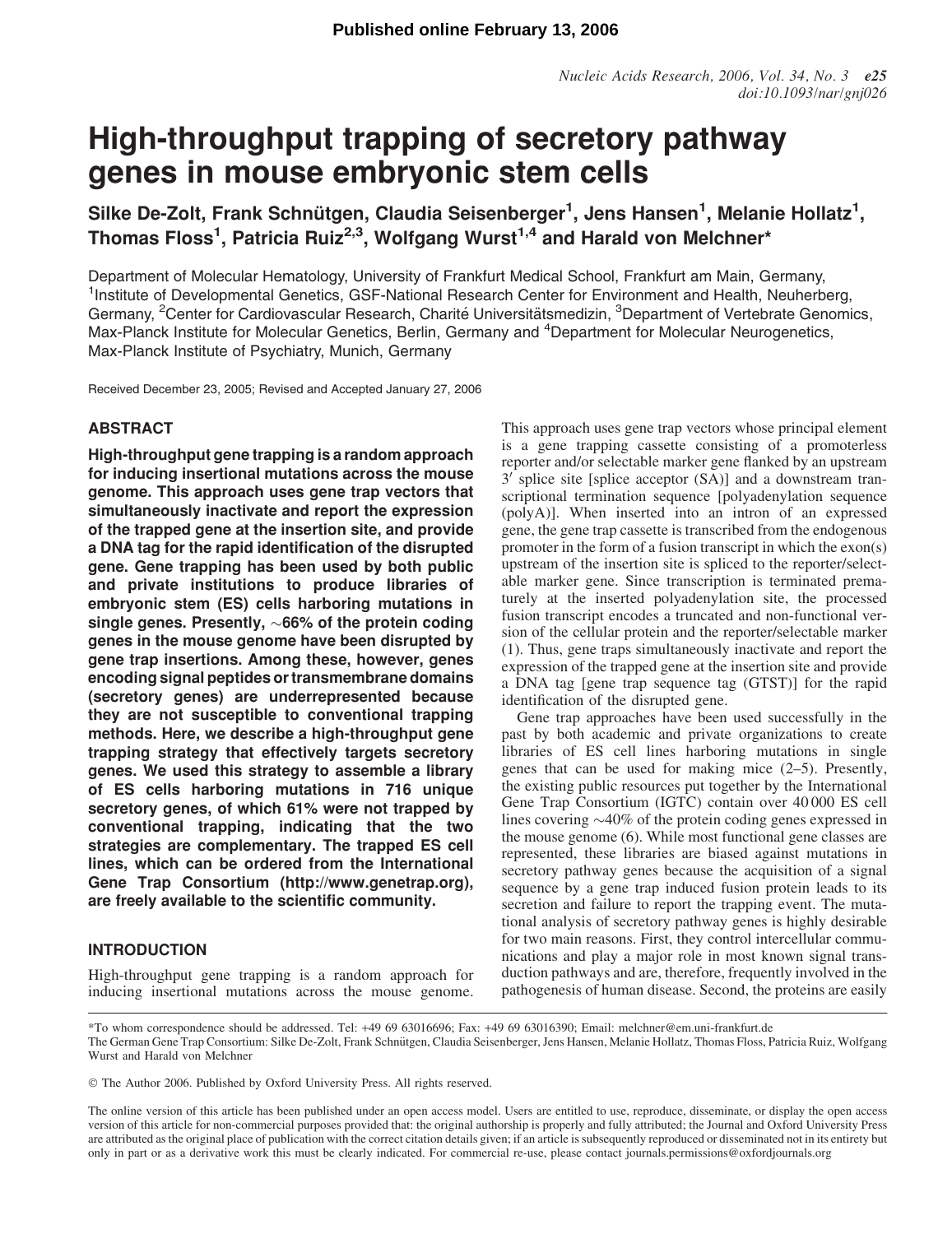Published online February 13, 2006

# High-throughput trapping of secretory pathway genes in mouse embryonic stem cells

**Silke De-Zolt, Frank Schnütgen, Claudia Seisenberger[1], Jens Hansen[1], Melanie Hollatz[1], Thomas Floss[1], Patricia Ruiz[2,3], Wolfgang Wurst[1,4] and Harald von Melchner***

Department of Molecular Hematology, University of Frankfurt Medical School, Frankfurt am Main, Germany, [1]Institute of Developmental Genetics, GSF-National Research Center for Environment and Health, Neuherberg, Germany, [2]Center for Cardiovascular Research, Charité Universitätsmedizin, [3]Department of Vertebrate Genomics, Max-Planck Institute for Molecular Genetics, Berlin, Germany and [4]Department for Molecular Neurogenetics, Max-Planck Institute of Psychiatry, Munich, Germany

Received December 23, 2005; Revised and Accepted January 27, 2006

## ABSTRACT

**High-throughput gene trapping is a random approach for inducing insertional mutations across the mouse genome. This approach uses gene trap vectors that simultaneously inactivate and report the expression of the trapped gene at the insertion site, and provide a DNA tag for the rapid identification of the disrupted gene. Gene trapping has been used by both public and private institutions to produce libraries of embryonic stem (ES) cells harboring mutations in single genes. Presently, ∼66% of the protein coding genes in the mouse genome have been disrupted by gene trap insertions. Among these, however, genes encoding signal peptides or transmembrane domains (secretory genes) are underrepresented because they are not susceptible to conventional trapping methods. Here, we describe a high-throughput gene trapping strategy that effectively targets secretory genes. We used this strategy to assemble a library of ES cells harboring mutations in 716 unique secretory genes, of which 61% were not trapped by conventional trapping, indicating that the two strategies are complementary. The trapped ES cell lines, which can be ordered from the International Gene Trap Consortium (http://www.genetrap.org), are freely available to the scientific community.**

## INTRODUCTION

High-throughput gene trapping is a random approach for inducing insertional mutations across the mouse genome. This approach uses gene trap vectors whose principal element is a gene trapping cassette consisting of a promoterless reporter and/or selectable marker gene flanked by an upstream 3′ splice site [splice acceptor (SA)] and a downstream transcriptional termination sequence [polyadenylation sequence (polyA)]. When inserted into an intron of an expressed gene, the gene trap cassette is transcribed from the endogenous promoter in the form of a fusion transcript in which the exon(s) upstream of the insertion site is spliced to the reporter/selectable marker gene. Since transcription is terminated prematurely at the inserted polyadenylation site, the processed fusion transcript encodes a truncated and non-functional version of the cellular protein and the reporter/selectable marker (1). Thus, gene traps simultaneously inactivate and report the expression of the trapped gene at the insertion site and provide a DNA tag [gene trap sequence tag (GTST)] for the rapid identification of the disrupted gene.

Gene trap approaches have been used successfully in the past by both academic and private organizations to create libraries of ES cell lines harboring mutations in single genes that can be used for making mice (2–5). Presently, the existing public resources put together by the International Gene Trap Consortium (IGTC) contain over 40 000 ES cell lines covering ∼40% of the protein coding genes expressed in the mouse genome (6). While most functional gene classes are represented, these libraries are biased against mutations in secretory pathway genes because the acquisition of a signal sequence by a gene trap induced fusion protein leads to its secretion and failure to report the trapping event. The mutational analysis of secretory pathway genes is highly desirable for two main reasons. First, they control intercellular communications and play a major role in most known signal transduction pathways and are, therefore, frequently involved in the pathogenesis of human disease. Second, the proteins are easily

*To whom correspondence should be addressed. Tel: +49 69 63016696; Fax: +49 69 63016390; Email: melchner@em.uni-frankfurt.de
The German Gene Trap Consortium: Silke De-Zolt, Frank Schnütgen, Claudia Seisenberger, Jens Hansen, Melanie Hollatz, Thomas Floss, Patricia Ruiz, Wolfgang Wurst and Harald von Melchner

© The Author 2006. Published by Oxford University Press. All rights reserved.

The online version of this article has been published under an open access model. Users are entitled to use, reproduce, disseminate, or display the open access version of this article for non-commercial purposes provided that: the original authorship is properly and fully attributed; the Journal and Oxford University Press are attributed as the original place of publication with the correct citation details given; if an article is subsequently reproduced or disseminated not in its entirety but only in part or as a derivative work this must be clearly indicated. For commercial re-use, please contact journals.permissions@oxfordjournals.org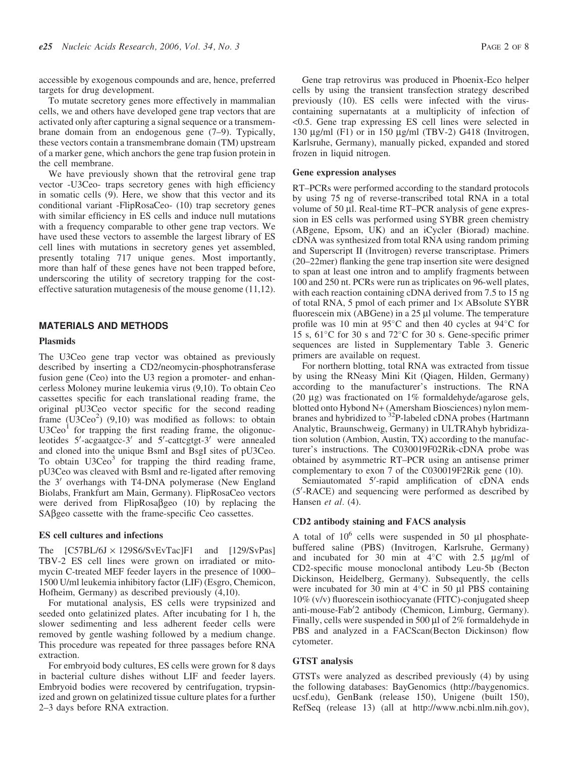accessible by exogenous compounds and are, hence, preferred targets for drug development.

To mutate secretory genes more effectively in mammalian cells, we and others have developed gene trap vectors that are activated only after capturing a signal sequence or a transmembrane domain from an endogenous gene (7–9). Typically, these vectors contain a transmembrane domain (TM) upstream of a marker gene, which anchors the gene trap fusion protein in the cell membrane.

We have previously shown that the retroviral gene trap vector -U3Ceo- traps secretory genes with high efficiency in somatic cells (9). Here, we show that this vector and its conditional variant -FlipRosaCeo- (10) trap secretory genes with similar efficiency in ES cells and induce null mutations with a frequency comparable to other gene trap vectors. We have used these vectors to assemble the largest library of ES cell lines with mutations in secretory genes yet assembled, presently totaling 717 unique genes. Most importantly, more than half of these genes have not been trapped before, underscoring the utility of secretory trapping for the cost-effective saturation mutagenesis of the mouse genome (11,12).

## MATERIALS AND METHODS

### Plasmids

The U3Ceo gene trap vector was obtained as previously described by inserting a CD2/neomycin-phosphotransferase fusion gene (Ceo) into the U3 region a promoter- and enhancerless Moloney murine leukemia virus (9,10). To obtain Ceo cassettes specific for each translational reading frame, the original pU3Ceo vector specific for the second reading frame ($U3Ceo^2$) (9,10) was modified as follows: to obtain $U3Ceo^1$ for trapping the first reading frame, the oligonucleotides 5′-acgaatgcc-3′ and 5′-cattcgtgt-3′ were annealed and cloned into the unique BsmI and BsgI sites of pU3Ceo. To obtain $U3Ceo^3$ for trapping the third reading frame, pU3Ceo was cleaved with BsmI and re-ligated after removing the 3′ overhangs with T4-DNA polymerase (New England Biolabs, Frankfurt am Main, Germany). FlipRosaCeo vectors were derived from FlipRosaβgeo (10) by replacing the SAβgeo cassette with the frame-specific Ceo cassettes.

### ES cell cultures and infections

The [C57BL/6J × 129S6/SvEvTac]F1 and [129/SvPas] TBV-2 ES cell lines were grown on irradiated or mitomycin C-treated MEF feeder layers in the presence of 1000–1500 U/ml leukemia inhibitory factor (LIF) (Esgro, Chemicon, Hofheim, Germany) as described previously (4,10).

For mutational analysis, ES cells were trypsinized and seeded onto gelatinized plates. After incubating for 1 h, the slower sedimenting and less adherent feeder cells were removed by gentle washing followed by a medium change. This procedure was repeated for three passages before RNA extraction.

For embryoid body cultures, ES cells were grown for 8 days in bacterial culture dishes without LIF and feeder layers. Embryoid bodies were recovered by centrifugation, trypsinized and grown on gelatinized tissue culture plates for a further 2–3 days before RNA extraction.

Gene trap retrovirus was produced in Phoenix-Eco helper cells by using the transient transfection strategy described previously (10). ES cells were infected with the virus-containing supernatants at a multiplicity of infection of <0.5. Gene trap expressing ES cell lines were selected in 130 μg/ml (F1) or in 150 μg/ml (TBV-2) G418 (Invitrogen, Karlsruhe, Germany), manually picked, expanded and stored frozen in liquid nitrogen.

### Gene expression analyses

RT–PCRs were performed according to the standard protocols by using 75 ng of reverse-transcribed total RNA in a total volume of 50 μl. Real-time RT–PCR analysis of gene expression in ES cells was performed using SYBR green chemistry (ABgene, Epsom, UK) and an iCycler (Biorad) machine. cDNA was synthesized from total RNA using random priming and Superscript II (Invitrogen) reverse transcriptase. Primers (20–22mer) flanking the gene trap insertion site were designed to span at least one intron and to amplify fragments between 100 and 250 nt. PCRs were run as triplicates on 96-well plates, with each reaction containing cDNA derived from 7.5 to 15 ng of total RNA, 5 pmol of each primer and 1× ABsolute SYBR fluorescein mix (ABGene) in a 25 μl volume. The temperature profile was 10 min at 95°C and then 40 cycles at 94°C for 15 s, 61°C for 30 s and 72°C for 30 s. Gene-specific primer sequences are listed in Supplementary Table 3. Generic primers are available on request.

For northern blotting, total RNA was extracted from tissue by using the RNeasy Mini Kit (Qiagen, Hilden, Germany) according to the manufacturer's instructions. The RNA (20 μg) was fractionated on 1% formaldehyde/agarose gels, blotted onto Hybond N+ (Amersham Biosciences) nylon membranes and hybridized to $^{32}$P-labeled cDNA probes (Hartmann Analytic, Braunschweig, Germany) in ULTRAhyb hybridization solution (Ambion, Austin, TX) according to the manufacturer's instructions. The C030019F02Rik-cDNA probe was obtained by asymmetric RT–PCR using an antisense primer complementary to exon 7 of the C030019F2Rik gene (10).

Semiautomated 5′-rapid amplification of cDNA ends (5′-RACE) and sequencing were performed as described by Hansen *et al.* (4).

### CD2 antibody staining and FACS analysis

A total of $10^6$ cells were suspended in 50 μl phosphate-buffered saline (PBS) (Invitrogen, Karlsruhe, Germany) and incubated for 30 min at 4°C with 2.5 μg/ml of CD2-specific mouse monoclonal antibody Leu-5b (Becton Dickinson, Heidelberg, Germany). Subsequently, the cells were incubated for 30 min at 4°C in 50 μl PBS containing 10% (v/v) fluorescein isothiocyanate (FITC)-conjugated sheep anti-mouse-Fab′2 antibody (Chemicon, Limburg, Germany). Finally, cells were suspended in 500 μl of 2% formaldehyde in PBS and analyzed in a FACScan(Becton Dickinson) flow cytometer.

### GTST analysis

GTSTs were analyzed as described previously (4) by using the following databases: BayGenomics (http://baygenomics.ucsf.edu), GenBank (release 150), Unigene (built 150), RefSeq (release 13) (all at http://www.ncbi.nlm.nih.gov),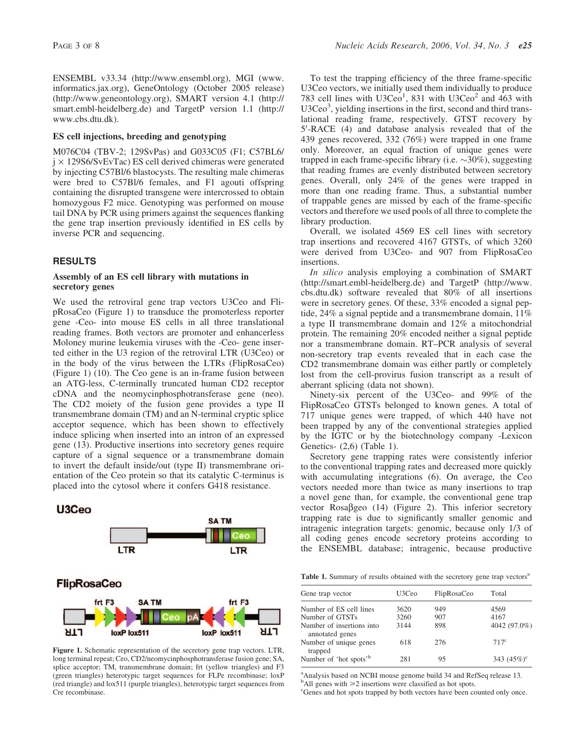ENSEMBL v33.34 (http://www.ensembl.org), MGI (www.informatics.jax.org), GeneOntology (October 2005 release) (http://www.geneontology.org), SMART version 4.1 (http://smart.embl-heidelberg.de) and TargetP version 1.1 (http://www.cbs.dtu.dk).

### ES cell injections, breeding and genotyping

M076C04 (TBV-2; 129SvPas) and G033C05 (F1; C57BL6/j × 129S6/SvEvTac) ES cell derived chimeras were generated by injecting C57Bl/6 blastocysts. The resulting male chimeras were bred to C57Bl/6 females, and F1 agouti offspring containing the disrupted transgene were intercrossed to obtain homozygous F2 mice. Genotyping was performed on mouse tail DNA by PCR using primers against the sequences flanking the gene trap insertion previously identified in ES cells by inverse PCR and sequencing.

## RESULTS

### Assembly of an ES cell library with mutations in secretory genes

We used the retroviral gene trap vectors U3Ceo and FlipRosaCeo (Figure 1) to transduce the promoterless reporter gene -Ceo- into mouse ES cells in all three translational reading frames. Both vectors are promoter and enhancerless Moloney murine leukemia viruses with the -Ceo- gene inserted either in the U3 region of the retroviral LTR (U3Ceo) or in the body of the virus between the LTRs (FlipRosaCeo) (Figure 1) (10). The Ceo gene is an in-frame fusion between an ATG-less, C-terminally truncated human CD2 receptor cDNA and the neomycinphosphotransferase gene (neo). The CD2 moiety of the fusion gene provides a type II transmembrane domain (TM) and an N-terminal cryptic splice acceptor sequence, which has been shown to effectively induce splicing when inserted into an intron of an expressed gene (13). Productive insertions into secretory genes require capture of a signal sequence or a transmembrane domain to invert the default inside/out (type II) transmembrane orientation of the Ceo protein so that its catalytic C-terminus is placed into the cytosol where it confers G418 resistance.

**Figure 1.** Schematic representation of the secretory gene trap vectors. LTR, long terminal repeat; Ceo, CD2/neomycinphosphotransferase fusion gene; SA, splice acceptor; TM, transmembrane domain; frt (yellow triangles) and F3 (green triangles) heterotypic target sequences for FLPe recombinase; loxP (red triangle) and lox511 (purple triangles), heterotypic target sequences from Cre recombinase.

To test the trapping efficiency of the three frame-specific U3Ceo vectors, we initially used them individually to produce 783 cell lines with U3Ceo[1], 831 with U3Ceo[2] and 463 with U3Ceo[3], yielding insertions in the first, second and third translational reading frame, respectively. GTST recovery by 5′-RACE (4) and database analysis revealed that of the 439 genes recovered, 332 (76%) were trapped in one frame only. Moreover, an equal fraction of unique genes were trapped in each frame-specific library (i.e. ~30%), suggesting that reading frames are evenly distributed between secretory genes. Overall, only 24% of the genes were trapped in more than one reading frame. Thus, a substantial number of trappable genes are missed by each of the frame-specific vectors and therefore we used pools of all three to complete the library production.

Overall, we isolated 4569 ES cell lines with secretory trap insertions and recovered 4167 GTSTs, of which 3260 were derived from U3Ceo- and 907 from FlipRosaCeo insertions.

*In silico* analysis employing a combination of SMART (http://smart.embl-heidelberg.de) and TargetP (http://www.cbs.dtu.dk) software revealed that 80% of all insertions were in secretory genes. Of these, 33% encoded a signal peptide, 24% a signal peptide and a transmembrane domain, 11% a type II transmembrane domain and 12% a mitochondrial protein. The remaining 20% encoded neither a signal peptide nor a transmembrane domain. RT–PCR analysis of several non-secretory trap events revealed that in each case the CD2 transmembrane domain was either partly or completely lost from the cell-provirus fusion transcript as a result of aberrant splicing (data not shown).

Ninety-six percent of the U3Ceo- and 99% of the FlipRosaCeo GTSTs belonged to known genes. A total of 717 unique genes were trapped, of which 440 have not been trapped by any of the conventional strategies applied by the IGTC or by the biotechnology company -Lexicon Genetics- (2,6) (Table 1).

Secretory gene trapping rates were consistently inferior to the conventional trapping rates and decreased more quickly with accumulating integrations (6). On average, the Ceo vectors needed more than twice as many insertions to trap a novel gene than, for example, the conventional gene trap vector Rosaβgeo (14) (Figure 2). This inferior secretory trapping rate is due to significantly smaller genomic and intragenic integration targets: genomic, because only 1/3 of all coding genes encode secretory proteins according to the ENSEMBL database; intragenic, because productive

**Table 1.** Summary of results obtained with the secretory gene trap vectors[a]

| Gene trap vector | U3Ceo | FlipRosaCeo | Total |
|---|---|---|---|
| Number of ES cell lines | 3620 | 949 | 4569 |
| Number of GTSTs | 3260 | 907 | 4167 |
| Number of insertions into annotated genes | 3144 | 898 | 4042 (97.0%) |
| Number of unique genes trapped | 618 | 276 | 717[c] |
| Number of 'hot spots'[b] | 281 | 95 | 343 (45%)[c] |

[a]Analysis based on NCBI mouse genome build 34 and RefSeq release 13.
[b]All genes with ≥2 insertions were classified as hot spots.
[c]Genes and hot spots trapped by both vectors have been counted only once.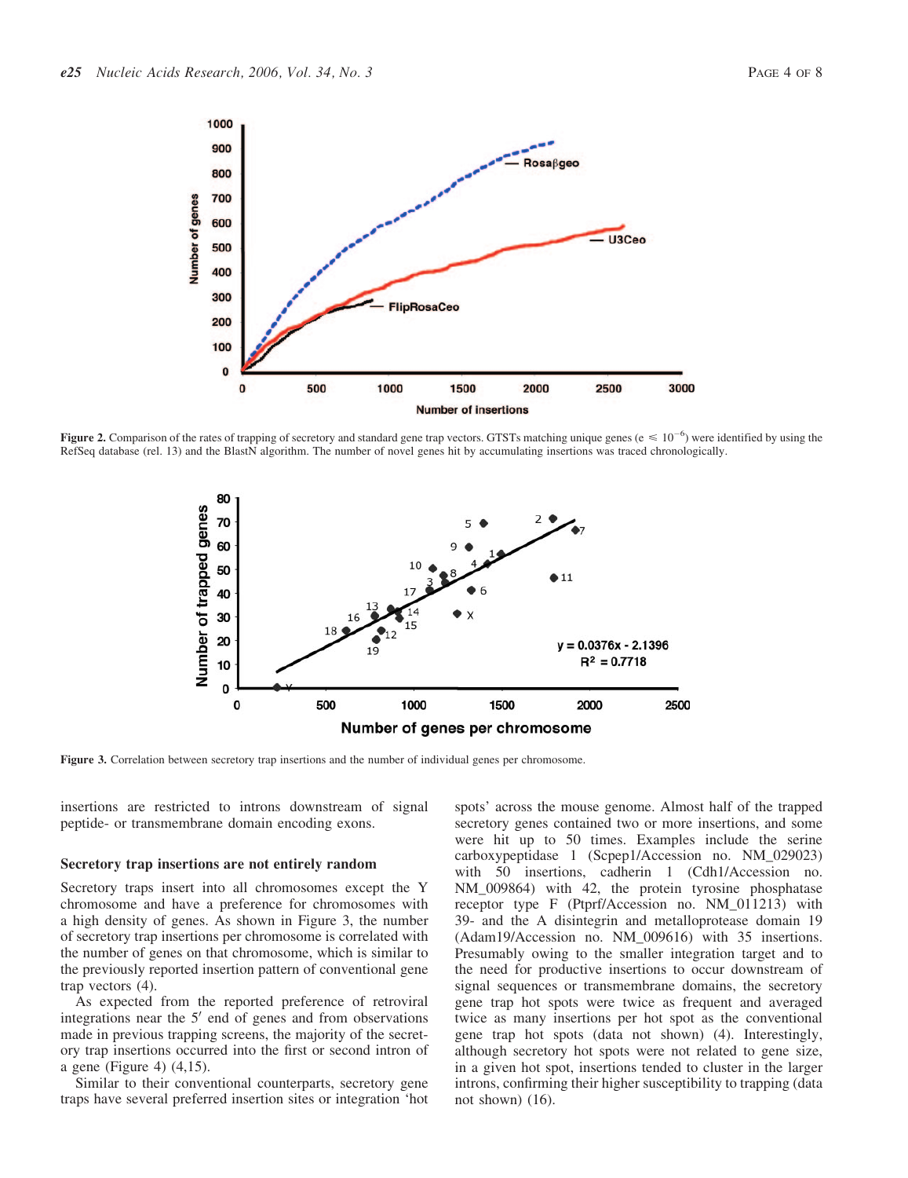**Figure 2.** Comparison of the rates of trapping of secretory and standard gene trap vectors. GTSTs matching unique genes (e $\leq 10^{-6}$) were identified by using the RefSeq database (rel. 13) and the BlastN algorithm. The number of novel genes hit by accumulating insertions was traced chronologically.

**Figure 3.** Correlation between secretory trap insertions and the number of individual genes per chromosome.

insertions are restricted to introns downstream of signal peptide- or transmembrane domain encoding exons.

### Secretory trap insertions are not entirely random

Secretory traps insert into all chromosomes except the Y chromosome and have a preference for chromosomes with a high density of genes. As shown in Figure 3, the number of secretory trap insertions per chromosome is correlated with the number of genes on that chromosome, which is similar to the previously reported insertion pattern of conventional gene trap vectors (4).

As expected from the reported preference of retroviral integrations near the 5′ end of genes and from observations made in previous trapping screens, the majority of the secretory trap insertions occurred into the first or second intron of a gene (Figure 4) (4,15).

Similar to their conventional counterparts, secretory gene traps have several preferred insertion sites or integration 'hot spots' across the mouse genome. Almost half of the trapped secretory genes contained two or more insertions, and some were hit up to 50 times. Examples include the serine carboxypeptidase 1 (Scpep1/Accession no. NM_029023) with 50 insertions, cadherin 1 (Cdh1/Accession no. NM_009864) with 42, the protein tyrosine phosphatase receptor type F (Ptprf/Accession no. NM_011213) with 39- and the A disintegrin and metalloprotease domain 19 (Adam19/Accession no. NM_009616) with 35 insertions. Presumably owing to the smaller integration target and to the need for productive insertions to occur downstream of signal sequences or transmembrane domains, the secretory gene trap hot spots were twice as frequent and averaged twice as many insertions per hot spot as the conventional gene trap hot spots (data not shown) (4). Interestingly, although secretory hot spots were not related to gene size, in a given hot spot, insertions tended to cluster in the larger introns, confirming their higher susceptibility to trapping (data not shown) (16).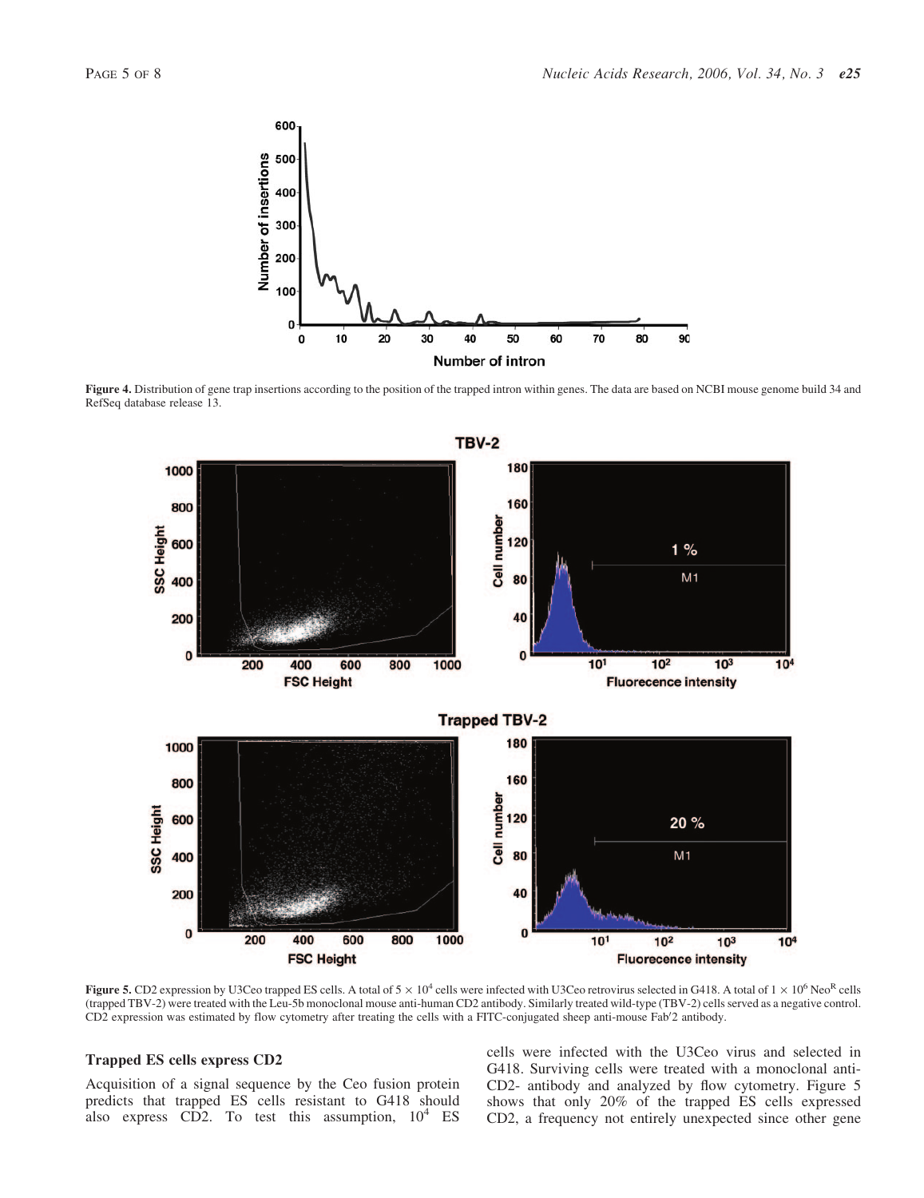**Figure 4.** Distribution of gene trap insertions according to the position of the trapped intron within genes. The data are based on NCBI mouse genome build 34 and RefSeq database release 13.

**Figure 5.** CD2 expression by U3Ceo trapped ES cells. A total of $5 \times 10^4$ cells were infected with U3Ceo retrovirus selected in G418. A total of $1 \times 10^6$ Neo$^R$ cells (trapped TBV-2) were treated with the Leu-5b monoclonal mouse anti-human CD2 antibody. Similarly treated wild-type (TBV-2) cells served as a negative control. CD2 expression was estimated by flow cytometry after treating the cells with a FITC-conjugated sheep anti-mouse Fab′2 antibody.

### Trapped ES cells express CD2

Acquisition of a signal sequence by the Ceo fusion protein predicts that trapped ES cells resistant to G418 should also express CD2. To test this assumption, $10^4$ ES cells were infected with the U3Ceo virus and selected in G418. Surviving cells were treated with a monoclonal anti-CD2- antibody and analyzed by flow cytometry. Figure 5 shows that only 20% of the trapped ES cells expressed CD2, a frequency not entirely unexpected since other gene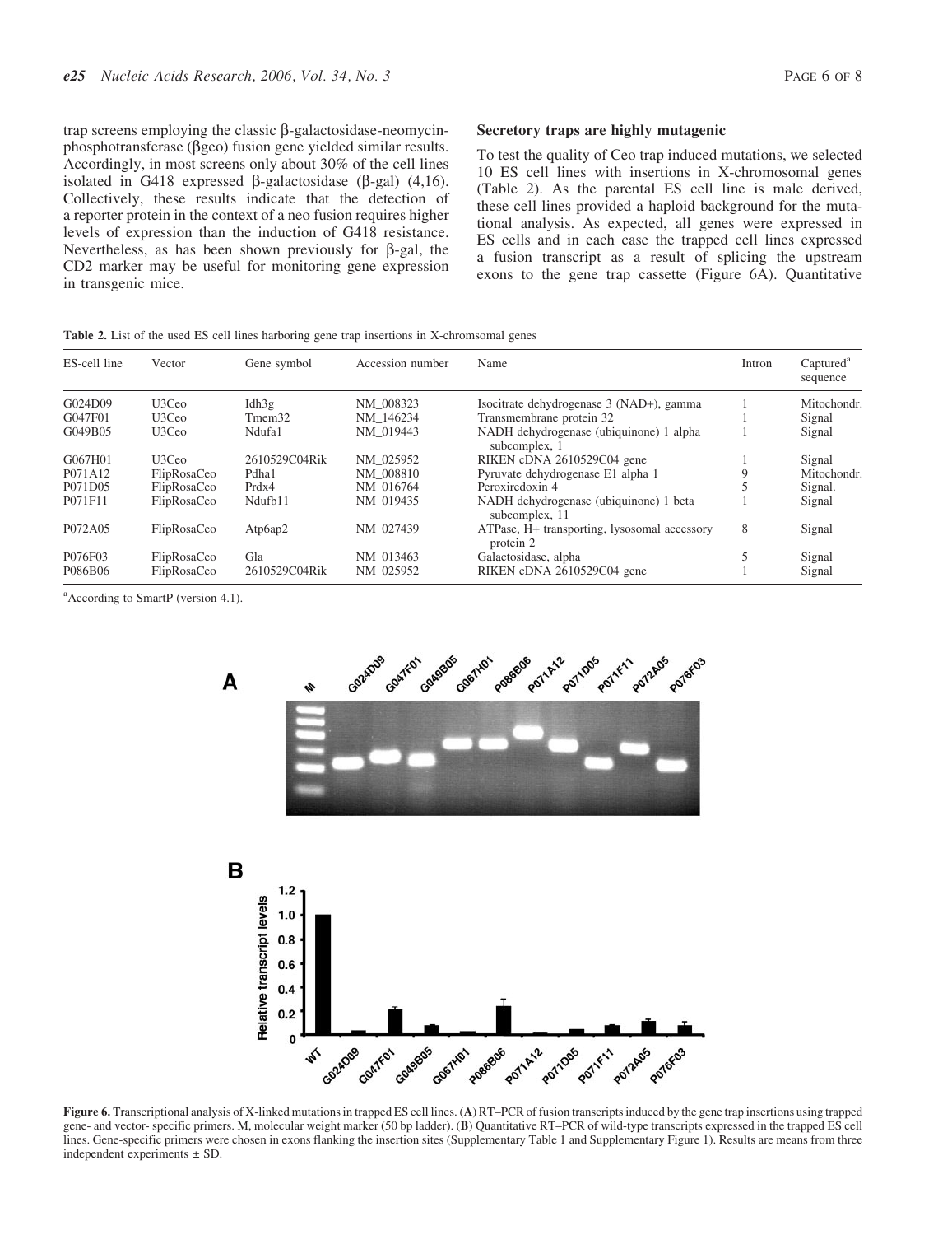trap screens employing the classic β-galactosidase-neomycin-phosphotransferase (βgeo) fusion gene yielded similar results. Accordingly, in most screens only about 30% of the cell lines isolated in G418 expressed β-galactosidase (β-gal) (4,16). Collectively, these results indicate that the detection of a reporter protein in the context of a neo fusion requires higher levels of expression than the induction of G418 resistance. Nevertheless, as has been shown previously for β-gal, the CD2 marker may be useful for monitoring gene expression in transgenic mice.

## Secretory traps are highly mutagenic

To test the quality of Ceo trap induced mutations, we selected 10 ES cell lines with insertions in X-chromosomal genes (Table 2). As the parental ES cell line is male derived, these cell lines provided a haploid background for the mutational analysis. As expected, all genes were expressed in ES cells and in each case the trapped cell lines expressed a fusion transcript as a result of splicing the upstream exons to the gene trap cassette (Figure 6A). Quantitative

**Table 2.** List of the used ES cell lines harboring gene trap insertions in X-chromsomal genes

| ES-cell line | Vector | Gene symbol | Accession number | Name | Intron | Captured[a] sequence |
|---|---|---|---|---|---|---|
| G024D09 | U3Ceo | Idh3g | NM_008323 | Isocitrate dehydrogenase 3 (NAD+), gamma | 1 | Mitochondr. |
| G047F01 | U3Ceo | Tmem32 | NM_146234 | Transmembrane protein 32 | 1 | Signal |
| G049B05 | U3Ceo | Ndufa1 | NM_019443 | NADH dehydrogenase (ubiquinone) 1 alpha subcomplex, 1 | 1 | Signal |
| G067H01 | U3Ceo | 2610529C04Rik | NM_025952 | RIKEN cDNA 2610529C04 gene | 1 | Signal |
| P071A12 | FlipRosaCeo | Pdha1 | NM_008810 | Pyruvate dehydrogenase E1 alpha 1 | 9 | Mitochondr. |
| P071D05 | FlipRosaCeo | Prdx4 | NM_016764 | Peroxiredoxin 4 | 5 | Signal. |
| P071F11 | FlipRosaCeo | Ndufb11 | NM_019435 | NADH dehydrogenase (ubiquinone) 1 beta subcomplex, 11 | 1 | Signal |
| P072A05 | FlipRosaCeo | Atp6ap2 | NM_027439 | ATPase, H+ transporting, lysosomal accessory protein 2 | 8 | Signal |
| P076F03 | FlipRosaCeo | Gla | NM_013463 | Galactosidase, alpha | 5 | Signal |
| P086B06 | FlipRosaCeo | 2610529C04Rik | NM_025952 | RIKEN cDNA 2610529C04 gene | 1 | Signal |

[a]According to SmartP (version 4.1).

**Figure 6.** Transcriptional analysis of X-linked mutations in trapped ES cell lines. (**A**) RT–PCR of fusion transcripts induced by the gene trap insertions using trapped gene- and vector- specific primers. M, molecular weight marker (50 bp ladder). (**B**) Quantitative RT–PCR of wild-type transcripts expressed in the trapped ES cell lines. Gene-specific primers were chosen in exons flanking the insertion sites (Supplementary Table 1 and Supplementary Figure 1). Results are means from three independent experiments ± SD.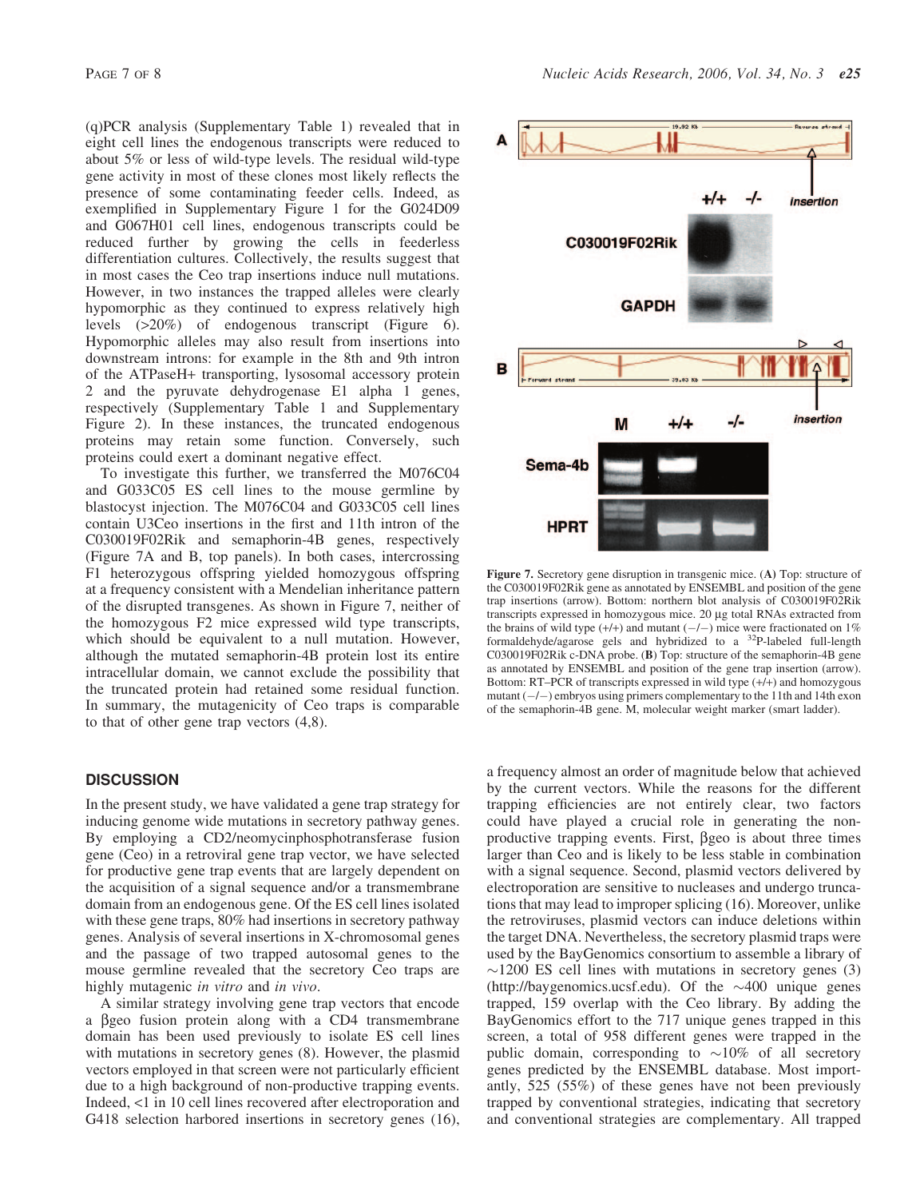(q)PCR analysis (Supplementary Table 1) revealed that in eight cell lines the endogenous transcripts were reduced to about 5% or less of wild-type levels. The residual wild-type gene activity in most of these clones most likely reflects the presence of some contaminating feeder cells. Indeed, as exemplified in Supplementary Figure 1 for the G024D09 and G067H01 cell lines, endogenous transcripts could be reduced further by growing the cells in feederless differentiation cultures. Collectively, the results suggest that in most cases the Ceo trap insertions induce null mutations. However, in two instances the trapped alleles were clearly hypomorphic as they continued to express relatively high levels (>20%) of endogenous transcript (Figure 6). Hypomorphic alleles may also result from insertions into downstream introns: for example in the 8th and 9th intron of the ATPaseH+ transporting, lysosomal accessory protein 2 and the pyruvate dehydrogenase E1 alpha 1 genes, respectively (Supplementary Table 1 and Supplementary Figure 2). In these instances, the truncated endogenous proteins may retain some function. Conversely, such proteins could exert a dominant negative effect.

To investigate this further, we transferred the M076C04 and G033C05 ES cell lines to the mouse germline by blastocyst injection. The M076C04 and G033C05 cell lines contain U3Ceo insertions in the first and 11th intron of the C030019F02Rik and semaphorin-4B genes, respectively (Figure 7A and B, top panels). In both cases, intercrossing F1 heterozygous offspring yielded homozygous offspring at a frequency consistent with a Mendelian inheritance pattern of the disrupted transgenes. As shown in Figure 7, neither of the homozygous F2 mice expressed wild type transcripts, which should be equivalent to a null mutation. However, although the mutated semaphorin-4B protein lost its entire intracellular domain, we cannot exclude the possibility that the truncated protein had retained some residual function. In summary, the mutagenicity of Ceo traps is comparable to that of other gene trap vectors (4,8).

**Figure 7.** Secretory gene disruption in transgenic mice. (**A**) Top: structure of the C030019F02Rik gene as annotated by ENSEMBL and position of the gene trap insertions (arrow). Bottom: northern blot analysis of C030019F02Rik transcripts expressed in homozygous mice. 20 µg total RNAs extracted from the brains of wild type (+/+) and mutant (−/−) mice were fractionated on 1% formaldehyde/agarose gels and hybridized to a $^{32}$P-labeled full-length C030019F02Rik c-DNA probe. (**B**) Top: structure of the semaphorin-4B gene as annotated by ENSEMBL and position of the gene trap insertion (arrow). Bottom: RT–PCR of transcripts expressed in wild type (+/+) and homozygous mutant (−/−) embryos using primers complementary to the 11th and 14th exon of the semaphorin-4B gene. M, molecular weight marker (smart ladder).

## DISCUSSION

In the present study, we have validated a gene trap strategy for inducing genome wide mutations in secretory pathway genes. By employing a CD2/neomycinphosphotransferase fusion gene (Ceo) in a retroviral gene trap vector, we have selected for productive gene trap events that are largely dependent on the acquisition of a signal sequence and/or a transmembrane domain from an endogenous gene. Of the ES cell lines isolated with these gene traps, 80% had insertions in secretory pathway genes. Analysis of several insertions in X-chromosomal genes and the passage of two trapped autosomal genes to the mouse germline revealed that the secretory Ceo traps are highly mutagenic *in vitro* and *in vivo*.

A similar strategy involving gene trap vectors that encode a βgeo fusion protein along with a CD4 transmembrane domain has been used previously to isolate ES cell lines with mutations in secretory genes (8). However, the plasmid vectors employed in that screen were not particularly efficient due to a high background of non-productive trapping events. Indeed, <1 in 10 cell lines recovered after electroporation and G418 selection harbored insertions in secretory genes (16), a frequency almost an order of magnitude below that achieved by the current vectors. While the reasons for the different trapping efficiencies are not entirely clear, two factors could have played a crucial role in generating the non-productive trapping events. First, βgeo is about three times larger than Ceo and is likely to be less stable in combination with a signal sequence. Second, plasmid vectors delivered by electroporation are sensitive to nucleases and undergo truncations that may lead to improper splicing (16). Moreover, unlike the retroviruses, plasmid vectors can induce deletions within the target DNA. Nevertheless, the secretory plasmid traps were used by the BayGenomics consortium to assemble a library of ~1200 ES cell lines with mutations in secretory genes (3) (http://baygenomics.ucsf.edu). Of the ~400 unique genes trapped, 159 overlap with the Ceo library. By adding the BayGenomics effort to the 717 unique genes trapped in this screen, a total of 958 different genes were trapped in the public domain, corresponding to ~10% of all secretory genes predicted by the ENSEMBL database. Most importantly, 525 (55%) of these genes have not been previously trapped by conventional strategies, indicating that secretory and conventional strategies are complementary. All trapped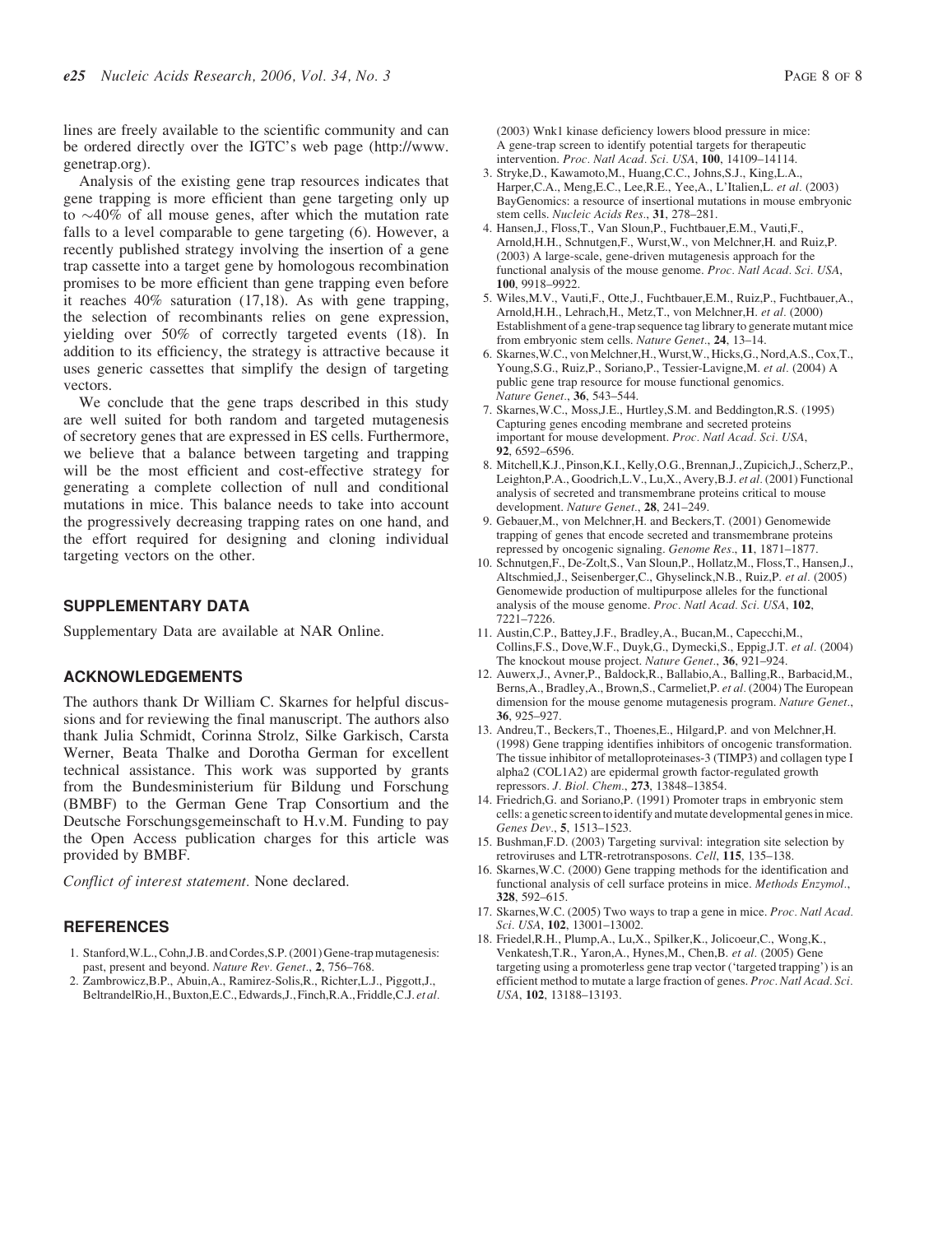lines are freely available to the scientific community and can be ordered directly over the IGTC's web page (http://www.genetrap.org).

Analysis of the existing gene trap resources indicates that gene trapping is more efficient than gene targeting only up to ∼40% of all mouse genes, after which the mutation rate falls to a level comparable to gene targeting (6). However, a recently published strategy involving the insertion of a gene trap cassette into a target gene by homologous recombination promises to be more efficient than gene trapping even before it reaches 40% saturation (17,18). As with gene trapping, the selection of recombinants relies on gene expression, yielding over 50% of correctly targeted events (18). In addition to its efficiency, the strategy is attractive because it uses generic cassettes that simplify the design of targeting vectors.

We conclude that the gene traps described in this study are well suited for both random and targeted mutagenesis of secretory genes that are expressed in ES cells. Furthermore, we believe that a balance between targeting and trapping will be the most efficient and cost-effective strategy for generating a complete collection of null and conditional mutations in mice. This balance needs to take into account the progressively decreasing trapping rates on one hand, and the effort required for designing and cloning individual targeting vectors on the other.

## SUPPLEMENTARY DATA

Supplementary Data are available at NAR Online.

## ACKNOWLEDGEMENTS

The authors thank Dr William C. Skarnes for helpful discussions and for reviewing the final manuscript. The authors also thank Julia Schmidt, Corinna Strolz, Silke Garkisch, Carsta Werner, Beata Thalke and Dorotha German for excellent technical assistance. This work was supported by grants from the Bundesministerium für Bildung und Forschung (BMBF) to the German Gene Trap Consortium and the Deutsche Forschungsgemeinschaft to H.v.M. Funding to pay the Open Access publication charges for this article was provided by BMBF.

*Conflict of interest statement.* None declared.

## REFERENCES

1. Stanford,W.L., Cohn,J.B. and Cordes,S.P. (2001) Gene-trap mutagenesis: past, present and beyond. *Nature Rev. Genet.*, **2**, 756–768.
2. Zambrowicz,B.P., Abuin,A., Ramirez-Solis,R., Richter,L.J., Piggott,J., BeltrandelRio,H., Buxton,E.C., Edwards,J., Finch,R.A., Friddle,C.J. *et al.* (2003) Wnk1 kinase deficiency lowers blood pressure in mice: A gene-trap screen to identify potential targets for therapeutic intervention. *Proc. Natl Acad. Sci. USA*, **100**, 14109–14114.
3. Stryke,D., Kawamoto,M., Huang,C.C., Johns,S.J., King,L.A., Harper,C.A., Meng,E.C., Lee,R.E., Yee,A., L'Italien,L. *et al.* (2003) BayGenomics: a resource of insertional mutations in mouse embryonic stem cells. *Nucleic Acids Res.*, **31**, 278–281.
4. Hansen,J., Floss,T., Van Sloun,P., Fuchtbauer,E.M., Vauti,F., Arnold,H.H., Schnutgen,F., Wurst,W., von Melchner,H. and Ruiz,P. (2003) A large-scale, gene-driven mutagenesis approach for the functional analysis of the mouse genome. *Proc. Natl Acad. Sci. USA*, **100**, 9918–9922.
5. Wiles,M.V., Vauti,F., Otte,J., Fuchtbauer,E.M., Ruiz,P., Fuchtbauer,A., Arnold,H.H., Lehrach,H., Metz,T., von Melchner,H. *et al.* (2000) Establishment of a gene-trap sequence tag library to generate mutant mice from embryonic stem cells. *Nature Genet.*, **24**, 13–14.
6. Skarnes,W.C., von Melchner,H., Wurst,W., Hicks,G., Nord,A.S., Cox,T., Young,S.G., Ruiz,P., Soriano,P., Tessier-Lavigne,M. *et al.* (2004) A public gene trap resource for mouse functional genomics. *Nature Genet.*, **36**, 543–544.
7. Skarnes,W.C., Moss,J.E., Hurtley,S.M. and Beddington,R.S. (1995) Capturing genes encoding membrane and secreted proteins important for mouse development. *Proc. Natl Acad. Sci. USA*, **92**, 6592–6596.
8. Mitchell,K.J., Pinson,K.I., Kelly,O.G., Brennan,J., Zupicich,J., Scherz,P., Leighton,P.A., Goodrich,L.V., Lu,X., Avery,B.J. *et al.* (2001) Functional analysis of secreted and transmembrane proteins critical to mouse development. *Nature Genet.*, **28**, 241–249.
9. Gebauer,M., von Melchner,H. and Beckers,T. (2001) Genomewide trapping of genes that encode secreted and transmembrane proteins repressed by oncogenic signaling. *Genome Res.*, **11**, 1871–1877.
10. Schnutgen,F., De-Zolt,S., Van Sloun,P., Hollatz,M., Floss,T., Hansen,J., Altschmied,J., Seisenberger,C., Ghyselinck,N.B., Ruiz,P. *et al.* (2005) Genomewide production of multipurpose alleles for the functional analysis of the mouse genome. *Proc. Natl Acad. Sci. USA*, **102**, 7221–7226.
11. Austin,C.P., Battey,J.F., Bradley,A., Bucan,M., Capecchi,M., Collins,F.S., Dove,W.F., Duyk,G., Dymecki,S., Eppig,J.T. *et al.* (2004) The knockout mouse project. *Nature Genet.*, **36**, 921–924.
12. Auwerx,J., Avner,P., Baldock,R., Ballabio,A., Balling,R., Barbacid,M., Berns,A., Bradley,A., Brown,S., Carmeliet,P. *et al.* (2004) The European dimension for the mouse genome mutagenesis program. *Nature Genet.*, **36**, 925–927.
13. Andreu,T., Beckers,T., Thoenes,E., Hilgard,P. and von Melchner,H. (1998) Gene trapping identifies inhibitors of oncogenic transformation. The tissue inhibitor of metalloproteinases-3 (TIMP3) and collagen type I alpha2 (COL1A2) are epidermal growth factor-regulated growth repressors. *J. Biol. Chem.*, **273**, 13848–13854.
14. Friedrich,G. and Soriano,P. (1991) Promoter traps in embryonic stem cells: a genetic screen to identify and mutate developmental genes in mice. *Genes Dev.*, **5**, 1513–1523.
15. Bushman,F.D. (2003) Targeting survival: integration site selection by retroviruses and LTR-retrotransposons. *Cell*, **115**, 135–138.
16. Skarnes,W.C. (2000) Gene trapping methods for the identification and functional analysis of cell surface proteins in mice. *Methods Enzymol.*, **328**, 592–615.
17. Skarnes,W.C. (2005) Two ways to trap a gene in mice. *Proc. Natl Acad. Sci. USA*, **102**, 13001–13002.
18. Friedel,R.H., Plump,A., Lu,X., Spilker,K., Jolicoeur,C., Wong,K., Venkatesh,T.R., Yaron,A., Hynes,M., Chen,B. *et al.* (2005) Gene targeting using a promoterless gene trap vector ('targeted trapping') is an efficient method to mutate a large fraction of genes. *Proc. Natl Acad. Sci. USA*, **102**, 13188–13193.